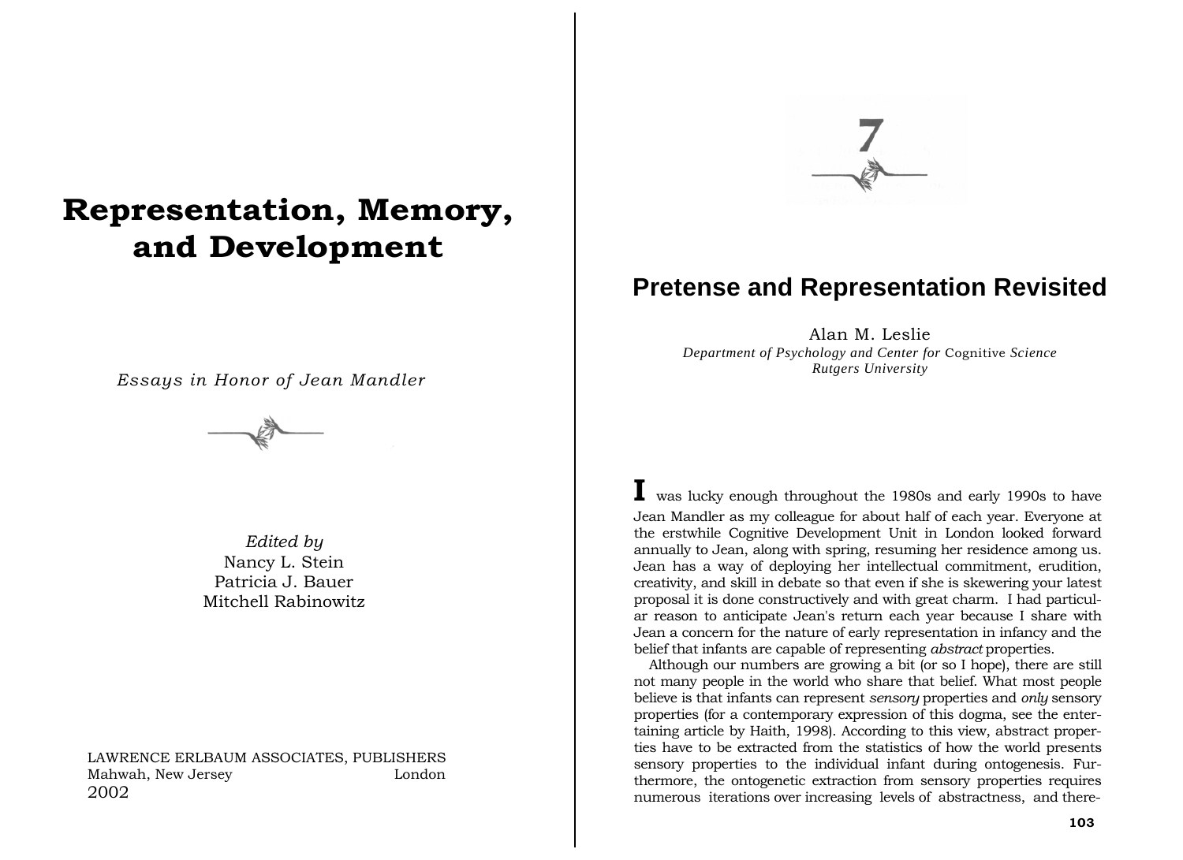# Representation, Memory, and Development

*Essays in Honor of Jean Mandler*

*Edited by*
Nancy L. Stein
Patricia J. Bauer
Mitchell Rabinowitz

LAWRENCE ERLBAUM ASSOCIATES, PUBLISHERS
Mahwah, New Jersey London
2002

# 7

## Pretense and Representation Revisited

Alan M. Leslie
*Department of Psychology and Center for Cognitive Science*
*Rutgers University*

I was lucky enough throughout the 1980s and early 1990s to have Jean Mandler as my colleague for about half of each year. Everyone at the erstwhile Cognitive Development Unit in London looked forward annually to Jean, along with spring, resuming her residence among us. Jean has a way of deploying her intellectual commitment, erudition, creativity, and skill in debate so that even if she is skewering your latest proposal it is done constructively and with great charm. I had particular reason to anticipate Jean's return each year because I share with Jean a concern for the nature of early representation in infancy and the belief that infants are capable of representing *abstract* properties.

Although our numbers are growing a bit (or so I hope), there are still not many people in the world who share that belief. What most people believe is that infants can represent *sensory* properties and *only* sensory properties (for a contemporary expression of this dogma, see the entertaining article by Haith, 1998). According to this view, abstract properties have to be extracted from the statistics of how the world presents sensory properties to the individual infant during ontogenesis. Furthermore, the ontogenetic extraction from sensory properties requires numerous iterations over increasing levels of abstractness, and there-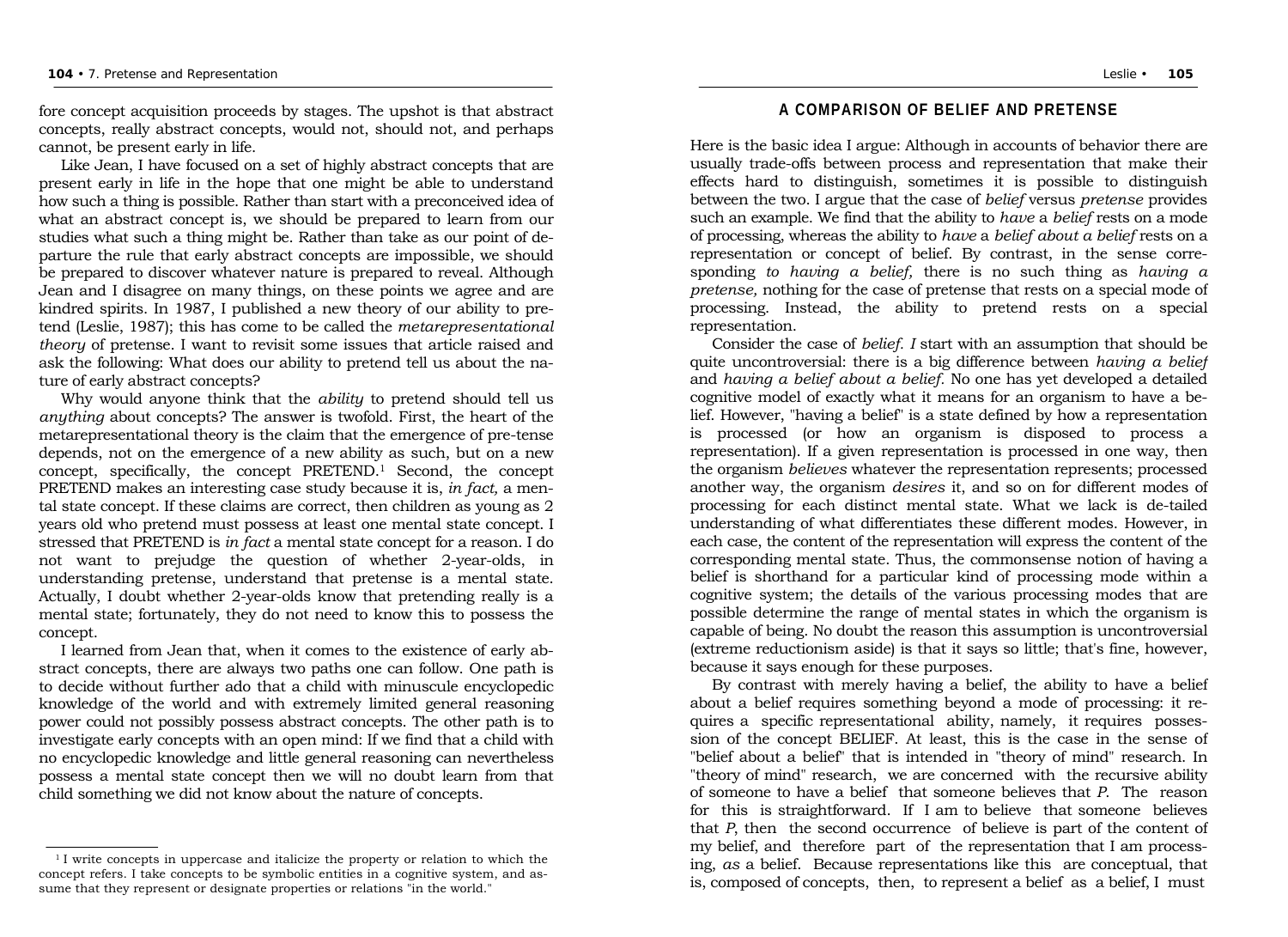fore concept acquisition proceeds by stages. The upshot is that abstract concepts, really abstract concepts, would not, should not, and perhaps cannot, be present early in life.

Like Jean, I have focused on a set of highly abstract concepts that are present early in life in the hope that one might be able to understand how such a thing is possible. Rather than start with a preconceived idea of what an abstract concept is, we should be prepared to learn from our studies what such a thing might be. Rather than take as our point of departure the rule that early abstract concepts are impossible, we should be prepared to discover whatever nature is prepared to reveal. Although Jean and I disagree on many things, on these points we agree and are kindred spirits. In 1987, I published a new theory of our ability to pretend (Leslie, 1987); this has come to be called the *metarepresentational theory* of pretense. I want to revisit some issues that article raised and ask the following: What does our ability to pretend tell us about the nature of early abstract concepts?

Why would anyone think that the *ability* to pretend should tell us *anything* about concepts? The answer is twofold. First, the heart of the metarepresentational theory is the claim that the emergence of pre-tense depends, not on the emergence of a new ability as such, but on a new concept, specifically, the concept PRETEND.[1] Second, the concept PRETEND makes an interesting case study because it is, *in fact,* a mental state concept. If these claims are correct, then children as young as 2 years old who pretend must possess at least one mental state concept. I stressed that PRETEND is *in fact* a mental state concept for a reason. I do not want to prejudge the question of whether 2-year-olds, in understanding pretense, understand that pretense is a mental state. Actually, I doubt whether 2-year-olds know that pretending really is a mental state; fortunately, they do not need to know this to possess the concept.

I learned from Jean that, when it comes to the existence of early abstract concepts, there are always two paths one can follow. One path is to decide without further ado that a child with minuscule encyclopedic knowledge of the world and with extremely limited general reasoning power could not possibly possess abstract concepts. The other path is to investigate early concepts with an open mind: If we find that a child with no encyclopedic knowledge and little general reasoning can nevertheless possess a mental state concept then we will no doubt learn from that child something we did not know about the nature of concepts.

[1] I write concepts in uppercase and italicize the property or relation to which the concept refers. I take concepts to be symbolic entities in a cognitive system, and assume that they represent or designate properties or relations "in the world."

## A COMPARISON OF BELIEF AND PRETENSE

Here is the basic idea I argue: Although in accounts of behavior there are usually trade-offs between process and representation that make their effects hard to distinguish, sometimes it is possible to distinguish between the two. I argue that the case of *belief* versus *pretense* provides such an example. We find that the ability to *have* a *belief* rests on a mode of processing, whereas the ability to *have* a *belief about a belief* rests on a representation or concept of belief. By contrast, in the sense corresponding *to having a belief,* there is no such thing as *having a pretense,* nothing for the case of pretense that rests on a special mode of processing. Instead, the ability to pretend rests on a special representation.

Consider the case of *belief. I* start with an assumption that should be quite uncontroversial: there is a big difference between *having a belief* and *having a belief about a belief.* No one has yet developed a detailed cognitive model of exactly what it means for an organism to have a belief. However, "having a belief" is a state defined by how a representation is processed (or how an organism is disposed to process a representation). If a given representation is processed in one way, then the organism *believes* whatever the representation represents; processed another way, the organism *desires* it, and so on for different modes of processing for each distinct mental state. What we lack is de-tailed understanding of what differentiates these different modes. However, in each case, the content of the representation will express the content of the corresponding mental state. Thus, the commonsense notion of having a belief is shorthand for a particular kind of processing mode within a cognitive system; the details of the various processing modes that are possible determine the range of mental states in which the organism is capable of being. No doubt the reason this assumption is uncontroversial (extreme reductionism aside) is that it says so little; that's fine, however, because it says enough for these purposes.

By contrast with merely having a belief, the ability to have a belief about a belief requires something beyond a mode of processing: it requires a specific representational ability, namely, it requires possession of the concept BELIEF. At least, this is the case in the sense of "belief about a belief" that is intended in "theory of mind" research. In "theory of mind" research, we are concerned with the recursive ability of someone to have a belief that someone believes that *P*. The reason for this is straightforward. If I am to believe that someone believes that *P*, then the second occurrence of believe is part of the content of my belief, and therefore part of the representation that I am processing, *as* a belief. Because representations like this are conceptual, that is, composed of concepts, then, to represent a belief as a belief, I must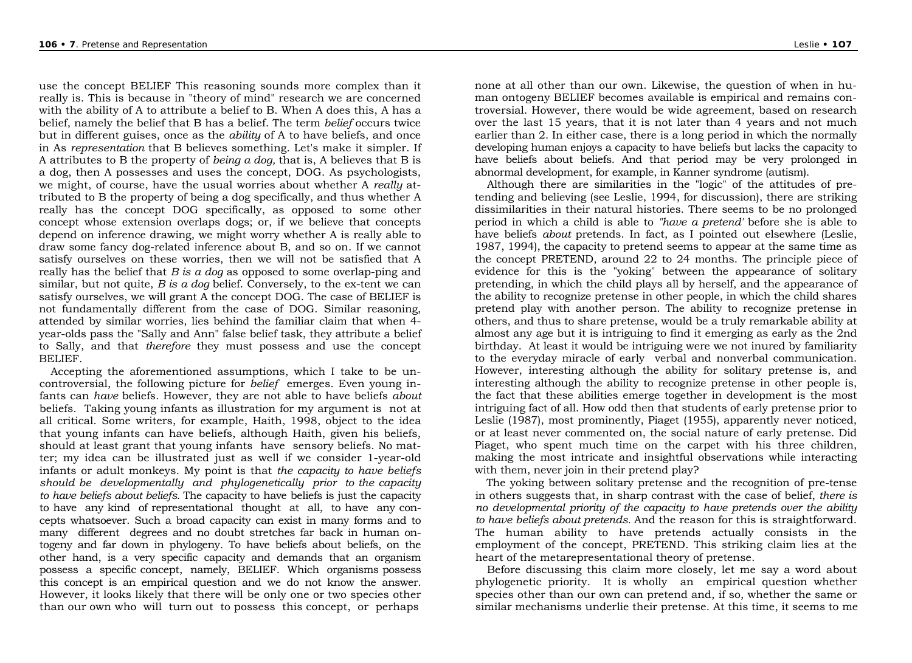use the concept BELIEF This reasoning sounds more complex than it really is. This is because in "theory of mind" research we are concerned with the ability of A to attribute a belief to B. When A does this, A has a belief, namely the belief that B has a belief. The term *belief* occurs twice but in different guises, once as the *ability* of A to have beliefs, and once in As *representation* that B believes something. Let's make it simpler. If A attributes to B the property of *being a dog,* that is, A believes that B is a dog, then A possesses and uses the concept, DOG. As psychologists, we might, of course, have the usual worries about whether A *really* attributed to B the property of being a dog specifically, and thus whether A really has the concept DOG specifically, as opposed to some other concept whose extension overlaps dogs; or, if we believe that concepts depend on inference drawing, we might worry whether A is really able to draw some fancy dog-related inference about B, and so on. If we cannot satisfy ourselves on these worries, then we will not be satisfied that A really has the belief that *B is a dog* as opposed to some overlap-ping and similar, but not quite, *B is a dog* belief. Conversely, to the ex-tent we can satisfy ourselves, we will grant A the concept DOG. The case of BELIEF is not fundamentally different from the case of DOG. Similar reasoning, attended by similar worries, lies behind the familiar claim that when 4-year-olds pass the "Sally and Ann" false belief task, they attribute a belief to Sally, and that *therefore* they must possess and use the concept BELIEF.

Accepting the aforementioned assumptions, which I take to be uncontroversial, the following picture for *belief* emerges. Even young infants can *have* beliefs. However, they are not able to have beliefs *about* beliefs. Taking young infants as illustration for my argument is not at all critical. Some writers, for example, Haith, 1998, object to the idea that young infants can have beliefs, although Haith, given his beliefs, should at least grant that young infants have sensory beliefs. No matter; my idea can be illustrated just as well if we consider 1-year-old infants or adult monkeys. My point is that *the capacity to have beliefs should be developmentally and phylogenetically prior to the capacity to have beliefs about beliefs.* The capacity to have beliefs is just the capacity to have any kind of representational thought at all, to have any concepts whatsoever. Such a broad capacity can exist in many forms and to many different degrees and no doubt stretches far back in human ontogeny and far down in phylogeny. To have beliefs about beliefs, on the other hand, is a very specific capacity and demands that an organism possess a specific concept, namely, BELIEF. Which organisms possess this concept is an empirical question and we do not know the answer. However, it looks likely that there will be only one or two species other than our own who will turn out to possess this concept, or perhaps none at all other than our own. Likewise, the question of when in human ontogeny BELIEF becomes available is empirical and remains controversial. However, there would be wide agreement, based on research over the last 15 years, that it is not later than 4 years and not much earlier than 2. In either case, there is a long period in which the normally developing human enjoys a capacity to have beliefs but lacks the capacity to have beliefs about beliefs. And that period may be very prolonged in abnormal development, for example, in Kanner syndrome (autism).

Although there are similarities in the "logic" of the attitudes of pretending and believing (see Leslie, 1994, for discussion), there are striking dissimilarities in their natural histories. There seems to be no prolonged period in which a child is able to *"have a pretend"* before she is able to have beliefs *about* pretends. In fact, as I pointed out elsewhere (Leslie, 1987, 1994), the capacity to pretend seems to appear at the same time as the concept PRETEND, around 22 to 24 months. The principle piece of evidence for this is the "yoking" between the appearance of solitary pretending, in which the child plays all by herself, and the appearance of the ability to recognize pretense in other people, in which the child shares pretend play with another person. The ability to recognize pretense in others, and thus to share pretense, would be a truly remarkable ability at almost any age but it is intriguing to find it emerging as early as the 2nd birthday. At least it would be intriguing were we not inured by familiarity to the everyday miracle of early verbal and nonverbal communication. However, interesting although the ability for solitary pretense is, and interesting although the ability to recognize pretense in other people is, the fact that these abilities emerge together in development is the most intriguing fact of all. How odd then that students of early pretense prior to Leslie (1987), most prominently, Piaget (1955), apparently never noticed, or at least never commented on, the social nature of early pretense. Did Piaget, who spent much time on the carpet with his three children, making the most intricate and insightful observations while interacting with them, never join in their pretend play?

The yoking between solitary pretense and the recognition of pre-tense in others suggests that, in sharp contrast with the case of belief, *there is no developmental priority of the capacity to have pretends over the ability to have beliefs about pretends.* And the reason for this is straightforward. The human ability to have pretends actually consists in the employment of the concept, PRETEND. This striking claim lies at the heart of the metarepresentational theory of pretense.

Before discussing this claim more closely, let me say a word about phylogenetic priority. It is wholly an empirical question whether species other than our own can pretend and, if so, whether the same or similar mechanisms underlie their pretense. At this time, it seems to me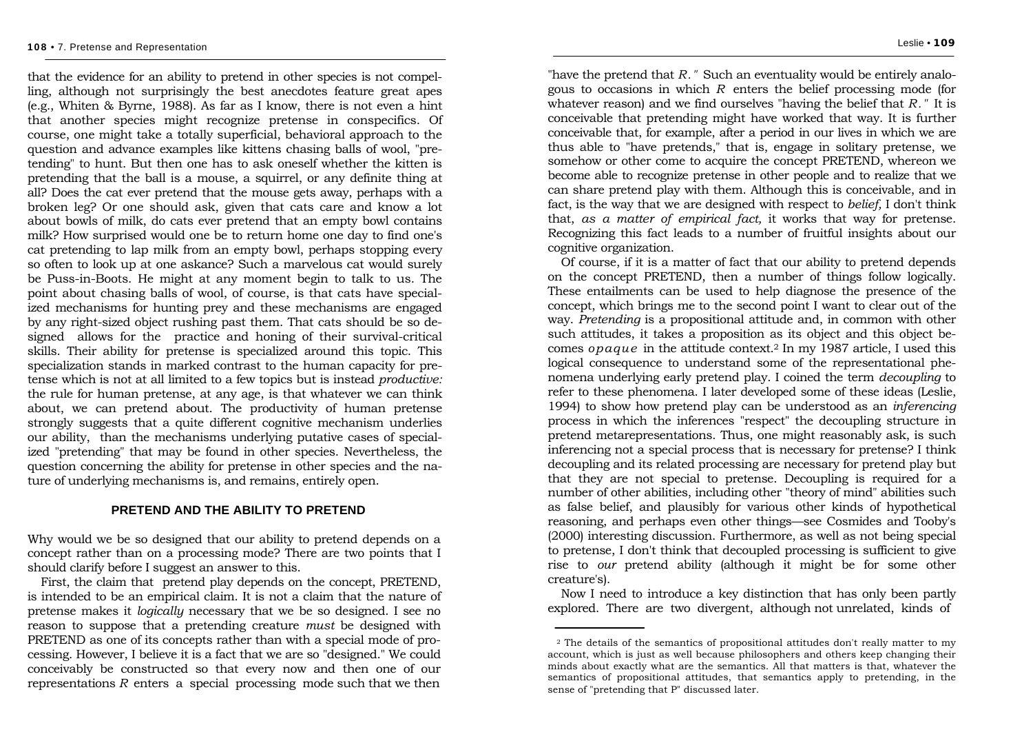that the evidence for an ability to pretend in other species is not compelling, although not surprisingly the best anecdotes feature great apes (e.g., Whiten & Byrne, 1988). As far as I know, there is not even a hint that another species might recognize pretense in conspecifics. Of course, one might take a totally superficial, behavioral approach to the question and advance examples like kittens chasing balls of wool, "pretending" to hunt. But then one has to ask oneself whether the kitten is pretending that the ball is a mouse, a squirrel, or any definite thing at all? Does the cat ever pretend that the mouse gets away, perhaps with a broken leg? Or one should ask, given that cats care and know a lot about bowls of milk, do cats ever pretend that an empty bowl contains milk? How surprised would one be to return home one day to find one's cat pretending to lap milk from an empty bowl, perhaps stopping every so often to look up at one askance? Such a marvelous cat would surely be Puss-in-Boots. He might at any moment begin to talk to us. The point about chasing balls of wool, of course, is that cats have specialized mechanisms for hunting prey and these mechanisms are engaged by any right-sized object rushing past them. That cats should be so designed allows for the practice and honing of their survival-critical skills. Their ability for pretense is specialized around this topic. This specialization stands in marked contrast to the human capacity for pretense which is not at all limited to a few topics but is instead *productive:* the rule for human pretense, at any age, is that whatever we can think about, we can pretend about. The productivity of human pretense strongly suggests that a quite different cognitive mechanism underlies our ability, than the mechanisms underlying putative cases of specialized "pretending" that may be found in other species. Nevertheless, the question concerning the ability for pretense in other species and the nature of underlying mechanisms is, and remains, entirely open.

## PRETEND AND THE ABILITY TO PRETEND

Why would we be so designed that our ability to pretend depends on a concept rather than on a processing mode? There are two points that I should clarify before I suggest an answer to this.

First, the claim that pretend play depends on the concept, PRETEND, is intended to be an empirical claim. It is not a claim that the nature of pretense makes it *logically* necessary that we be so designed. I see no reason to suppose that a pretending creature *must* be designed with PRETEND as one of its concepts rather than with a special mode of processing. However, I believe it is a fact that we are so "designed." We could conceivably be constructed so that every now and then one of our representations *R* enters a special processing mode such that we then "have the pretend that *R*." Such an eventuality would be entirely analogous to occasions in which *R* enters the belief processing mode (for whatever reason) and we find ourselves "having the belief that *R*." It is conceivable that pretending might have worked that way. It is further conceivable that, for example, after a period in our lives in which we are thus able to "have pretends," that is, engage in solitary pretense, we somehow or other come to acquire the concept PRETEND, whereon we become able to recognize pretense in other people and to realize that we can share pretend play with them. Although this is conceivable, and in fact, is the way that we are designed with respect to *belief,* I don't think that, *as a matter of empirical fact,* it works that way for pretense. Recognizing this fact leads to a number of fruitful insights about our cognitive organization.

Of course, if it is a matter of fact that our ability to pretend depends on the concept PRETEND, then a number of things follow logically. These entailments can be used to help diagnose the presence of the concept, which brings me to the second point I want to clear out of the way. *Pretending* is a propositional attitude and, in common with other such attitudes, it takes a proposition as its object and this object becomes *opaque* in the attitude context.[2] In my 1987 article, I used this logical consequence to understand some of the representational phenomena underlying early pretend play. I coined the term *decoupling* to refer to these phenomena. I later developed some of these ideas (Leslie, 1994) to show how pretend play can be understood as an *inferencing* process in which the inferences "respect" the decoupling structure in pretend metarepresentations. Thus, one might reasonably ask, is such inferencing not a special process that is necessary for pretense? I think decoupling and its related processing are necessary for pretend play but that they are not special to pretense. Decoupling is required for a number of other abilities, including other "theory of mind" abilities such as false belief, and plausibly for various other kinds of hypothetical reasoning, and perhaps even other things—see Cosmides and Tooby's (2000) interesting discussion. Furthermore, as well as not being special to pretense, I don't think that decoupled processing is sufficient to give rise to *our* pretend ability (although it might be for some other creature's).

Now I need to introduce a key distinction that has only been partly explored. There are two divergent, although not unrelated, kinds of

[2] The details of the semantics of propositional attitudes don't really matter to my account, which is just as well because philosophers and others keep changing their minds about exactly what are the semantics. All that matters is that, whatever the semantics of propositional attitudes, that semantics apply to pretending, in the sense of "pretending that P" discussed later.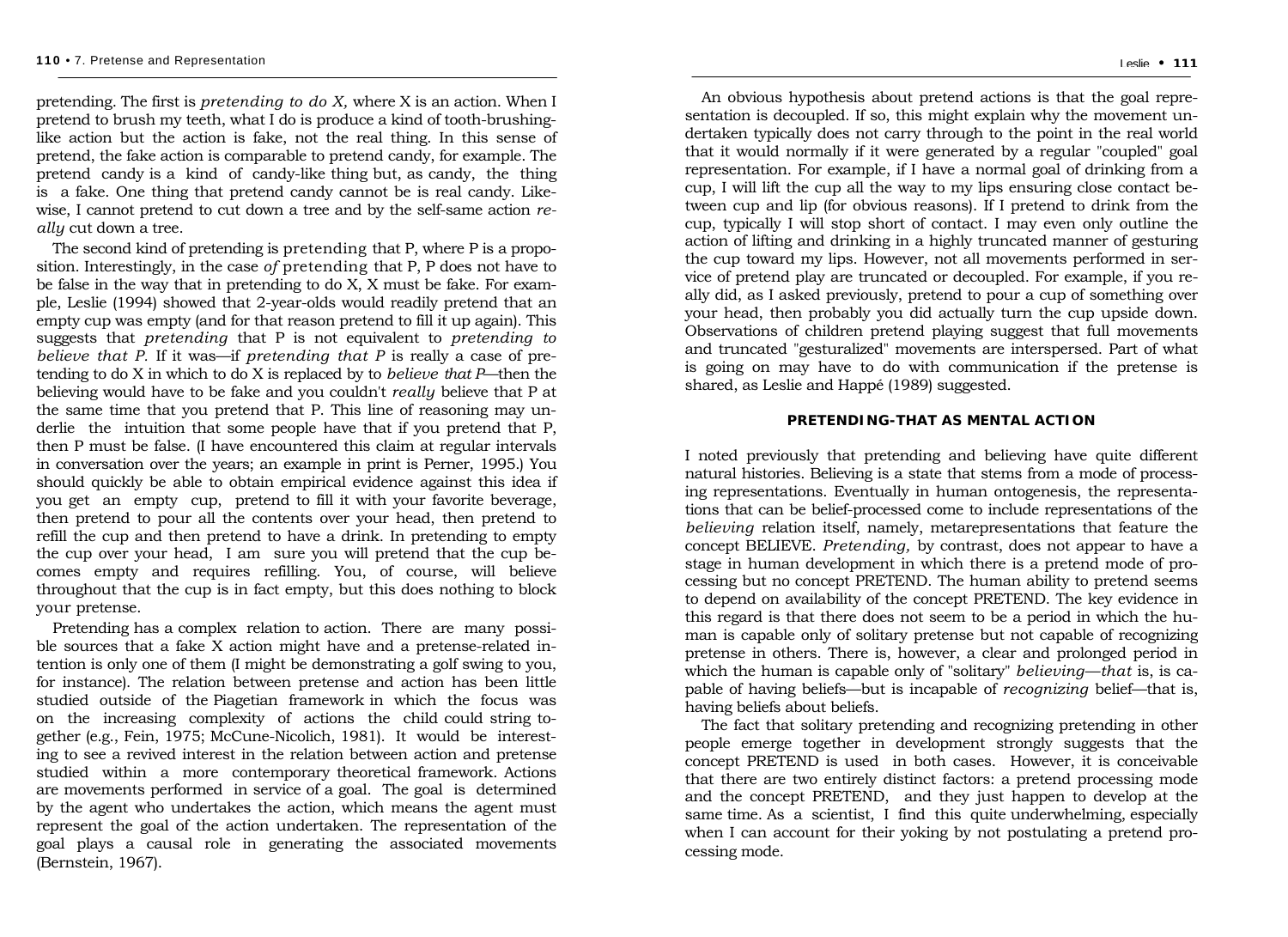pretending. The first is *pretending to do X,* where X is an action. When I pretend to brush my teeth, what I do is produce a kind of tooth-brushing-like action but the action is fake, not the real thing. In this sense of pretend, the fake action is comparable to pretend candy, for example. The pretend candy is a kind of candy-like thing but, as candy, the thing is a fake. One thing that pretend candy cannot be is real candy. Likewise, I cannot pretend to cut down a tree and by the self-same action *really* cut down a tree.

The second kind of pretending is pretending that P, where P is a proposition. Interestingly, in the case *of* pretending that P, P does not have to be false in the way that in pretending to do X, X must be fake. For example, Leslie (1994) showed that 2-year-olds would readily pretend that an empty cup was empty (and for that reason pretend to fill it up again). This suggests that *pretending* that P is not equivalent to *pretending to believe that P.* If it was—if *pretending that P* is really a case of pretending to do X in which to do X is replaced by to *believe that P*—then the believing would have to be fake and you couldn't *really* believe that P at the same time that you pretend that P. This line of reasoning may underlie the intuition that some people have that if you pretend that P, then P must be false. (I have encountered this claim at regular intervals in conversation over the years; an example in print is Perner, 1995.) You should quickly be able to obtain empirical evidence against this idea if you get an empty cup, pretend to fill it with your favorite beverage, then pretend to pour all the contents over your head, then pretend to refill the cup and then pretend to have a drink. In pretending to empty the cup over your head, I am sure you will pretend that the cup becomes empty and requires refilling. You, of course, will believe throughout that the cup is in fact empty, but this does nothing to block your pretense.

Pretending has a complex relation to action. There are many possible sources that a fake X action might have and a pretense-related intention is only one of them (I might be demonstrating a golf swing to you, for instance). The relation between pretense and action has been little studied outside of the Piagetian framework in which the focus was on the increasing complexity of actions the child could string together (e.g., Fein, 1975; McCune-Nicolich, 1981). It would be interesting to see a revived interest in the relation between action and pretense studied within a more contemporary theoretical framework. Actions are movements performed in service of a goal. The goal is determined by the agent who undertakes the action, which means the agent must represent the goal of the action undertaken. The representation of the goal plays a causal role in generating the associated movements (Bernstein, 1967).

An obvious hypothesis about pretend actions is that the goal representation is decoupled. If so, this might explain why the movement undertaken typically does not carry through to the point in the real world that it would normally if it were generated by a regular "coupled" goal representation. For example, if I have a normal goal of drinking from a cup, I will lift the cup all the way to my lips ensuring close contact between cup and lip (for obvious reasons). If I pretend to drink from the cup, typically I will stop short of contact. I may even only outline the action of lifting and drinking in a highly truncated manner of gesturing the cup toward my lips. However, not all movements performed in service of pretend play are truncated or decoupled. For example, if you really did, as I asked previously, pretend to pour a cup of something over your head, then probably you did actually turn the cup upside down. Observations of children pretend playing suggest that full movements and truncated "gesturalized" movements are interspersed. Part of what is going on may have to do with communication if the pretense is shared, as Leslie and Happé (1989) suggested.

## PRETENDING-THAT AS MENTAL ACTION

I noted previously that pretending and believing have quite different natural histories. Believing is a state that stems from a mode of processing representations. Eventually in human ontogenesis, the representations that can be belief-processed come to include representations of the *believing* relation itself, namely, metarepresentations that feature the concept BELIEVE. *Pretending,* by contrast, does not appear to have a stage in human development in which there is a pretend mode of processing but no concept PRETEND. The human ability to pretend seems to depend on availability of the concept PRETEND. The key evidence in this regard is that there does not seem to be a period in which the human is capable only of solitary pretense but not capable of recognizing pretense in others. There is, however, a clear and prolonged period in which the human is capable only of "solitary" *believing—that* is, is capable of having beliefs—but is incapable of *recognizing* belief—that is, having beliefs about beliefs.

The fact that solitary pretending and recognizing pretending in other people emerge together in development strongly suggests that the concept PRETEND is used in both cases. However, it is conceivable that there are two entirely distinct factors: a pretend processing mode and the concept PRETEND, and they just happen to develop at the same time. As a scientist, I find this quite underwhelming, especially when I can account for their yoking by not postulating a pretend processing mode.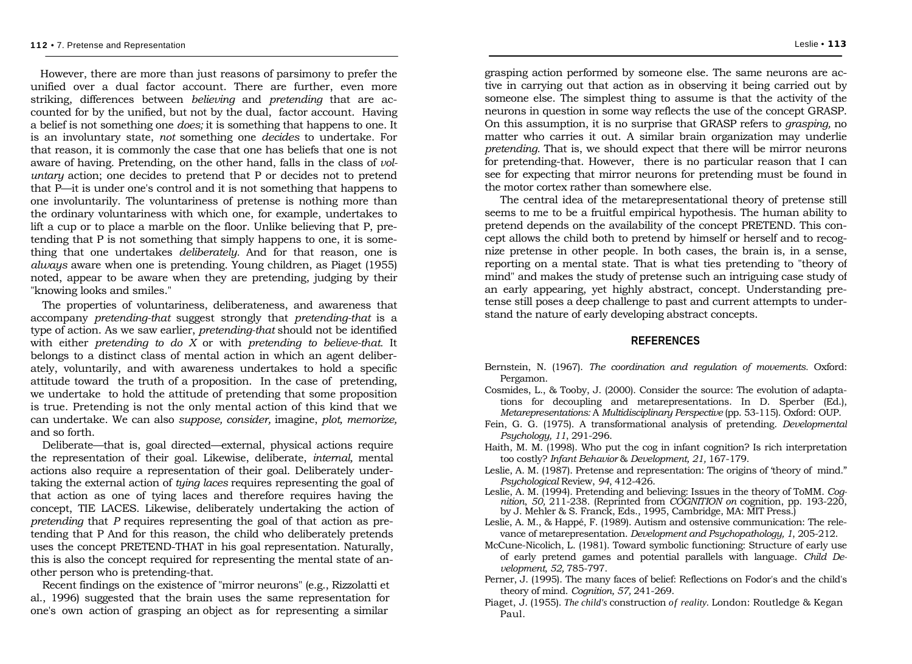However, there are more than just reasons of parsimony to prefer the unified over a dual factor account. There are further, even more striking, differences between *believing* and *pretending* that are accounted for by the unified, but not by the dual, factor account. Having a belief is not something one *does;* it is something that happens to one. It is an involuntary state, *not* something one *decides* to undertake. For that reason, it is commonly the case that one has beliefs that one is not aware of having. Pretending, on the other hand, falls in the class of *voluntary* action; one decides to pretend that P or decides not to pretend that P—it is under one's control and it is not something that happens to one involuntarily. The voluntariness of pretense is nothing more than the ordinary voluntariness with which one, for example, undertakes to lift a cup or to place a marble on the floor. Unlike believing that P, pretending that P is not something that simply happens to one, it is something that one undertakes *deliberately.* And for that reason, one is *always* aware when one is pretending. Young children, as Piaget (1955) noted, appear to be aware when they are pretending, judging by their "knowing looks and smiles."

The properties of voluntariness, deliberateness, and awareness that accompany *pretending-that* suggest strongly that *pretending-that* is a type of action. As we saw earlier, *pretending-that* should not be identified with either *pretending to do X* or with *pretending to believe-that.* It belongs to a distinct class of mental action in which an agent deliberately, voluntarily, and with awareness undertakes to hold a specific attitude toward the truth of a proposition. In the case of pretending, we undertake to hold the attitude of pretending that some proposition is true. Pretending is not the only mental action of this kind that we can undertake. We can also *suppose, consider,* imagine, *plot, memorize,* and so forth.

Deliberate—that is, goal directed—external, physical actions require the representation of their goal. Likewise, deliberate, *internal,* mental actions also require a representation of their goal. Deliberately undertaking the external action of *tying laces* requires representing the goal of that action as one of tying laces and therefore requires having the concept, TIE LACES. Likewise, deliberately undertaking the action of *pretending* that *P* requires representing the goal of that action as pretending that P And for this reason, the child who deliberately pretends uses the concept PRETEND-THAT in his goal representation. Naturally, this is also the concept required for representing the mental state of another person who is pretending-that.

Recent findings on the existence of "mirror neurons" (e.g., Rizzolatti et al., 1996) suggested that the brain uses the same representation for one's own action of grasping an object as for representing a similar grasping action performed by someone else. The same neurons are active in carrying out that action as in observing it being carried out by someone else. The simplest thing to assume is that the activity of the neurons in question in some way reflects the use of the concept GRASP. On this assumption, it is no surprise that GRASP refers to *grasping,* no matter who carries it out. A similar brain organization may underlie *pretending.* That is, we should expect that there will be mirror neurons for pretending-that. However, there is no particular reason that I can see for expecting that mirror neurons for pretending must be found in the motor cortex rather than somewhere else.

The central idea of the metarepresentational theory of pretense still seems to me to be a fruitful empirical hypothesis. The human ability to pretend depends on the availability of the concept PRETEND. This concept allows the child both to pretend by himself or herself and to recognize pretense in other people. In both cases, the brain is, in a sense, reporting on a mental state. That is what ties pretending to "theory of mind" and makes the study of pretense such an intriguing case study of an early appearing, yet highly abstract, concept. Understanding pretense still poses a deep challenge to past and current attempts to understand the nature of early developing abstract concepts.

## REFERENCES

Bernstein, N. (1967). *The coordination and regulation of movements.* Oxford: Pergamon.

Cosmides, L., & Tooby, J. (2000). Consider the source: The evolution of adaptations for decoupling and metarepresentations. In D. Sperber (Ed.), *Metarepresentations:* A *Multidisciplinary Perspective* (pp. 53-115). Oxford: OUP.

Fein, G. G. (1975). A transformational analysis of pretending. *Developmental Psychology, 11*, 291-296.

Haith, M. M. (1998). Who put the cog in infant cognition? Is rich interpretation too costly? *Infant Behavior* & *Development, 21,* 167-179.

Leslie, A. M. (1987). Pretense and representation: The origins of 'theory of mind." *Psychological* Review, *94*, 412-426.

Leslie, A. M. (1994). Pretending and believing: Issues in the theory of ToMM. *Cognition, 50,* 211-238. (Reprinted from *COGNITION on* cognition, pp. 193-220, by J. Mehler & S. Franck, Eds., 1995, Cambridge, MA: MIT Press.)

Leslie, A. M., & Happé, F. (1989). Autism and ostensive communication: The relevance of metarepresentation. *Development and Psychopathology, 1*, 205-212.

McCune-Nicolich, L. (1981). Toward symbolic functioning: Structure of early use of early pretend games and potential parallels with language. *Child Development, 52,* 785-797.

Perner, J. (1995). The many faces of belief: Reflections on Fodor's and the child's theory of mind. *Cognition, 57,* 241-269.

Piaget, J. (1955). *The child's* construction *of reality.* London: Routledge & Kegan Paul.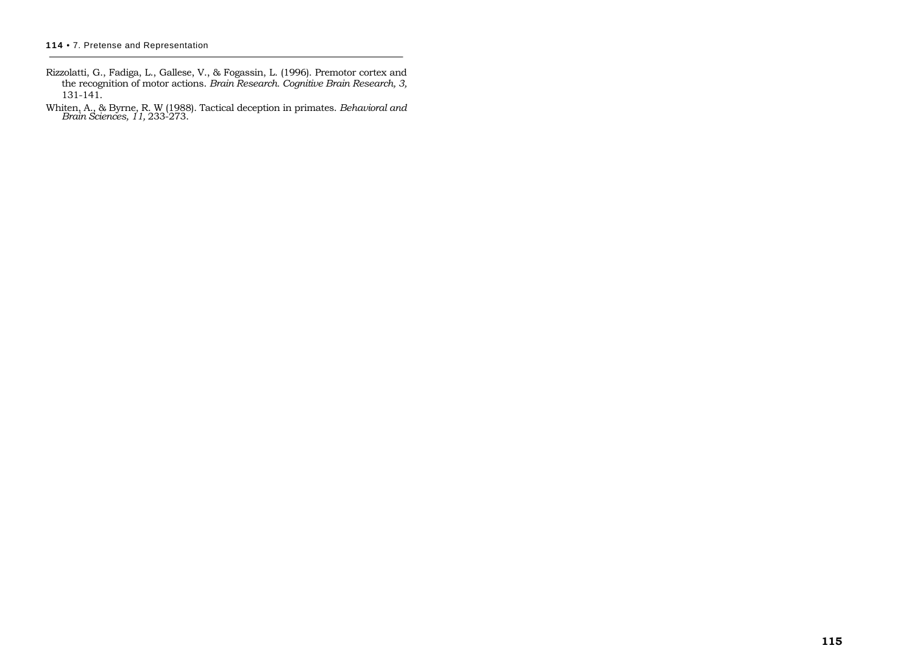Rizzolatti, G., Fadiga, L., Gallese, V., & Fogassin, L. (1996). Premotor cortex and the recognition of motor actions. *Brain Research. Cognitive Brain Research, 3,* 131-141.

Whiten, A., & Byrne, R. W (1988). Tactical deception in primates. *Behavioral and Brain Sciences, 11,* 233-273.